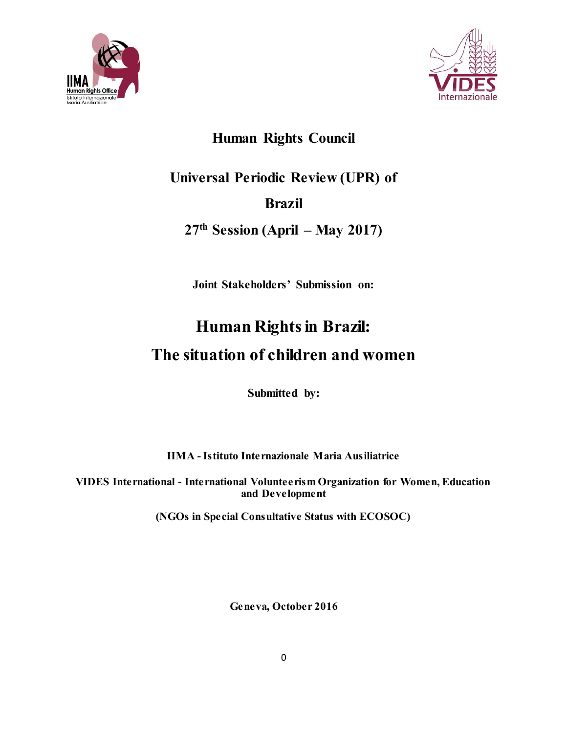**Human Rights Council**

**Universal Periodic Review (UPR) of**

**Brazil**

**27th Session (April – May 2017)**

**Joint Stakeholders' Submission on:**

# Human Rights in Brazil:
# The situation of children and women

**Submitted by:**

**IIMA - Istituto Internazionale Maria Ausiliatrice**

**VIDES International - International Volunteerism Organization for Women, Education and Development**

**(NGOs in Special Consultative Status with ECOSOC)**

**Geneva, October 2016**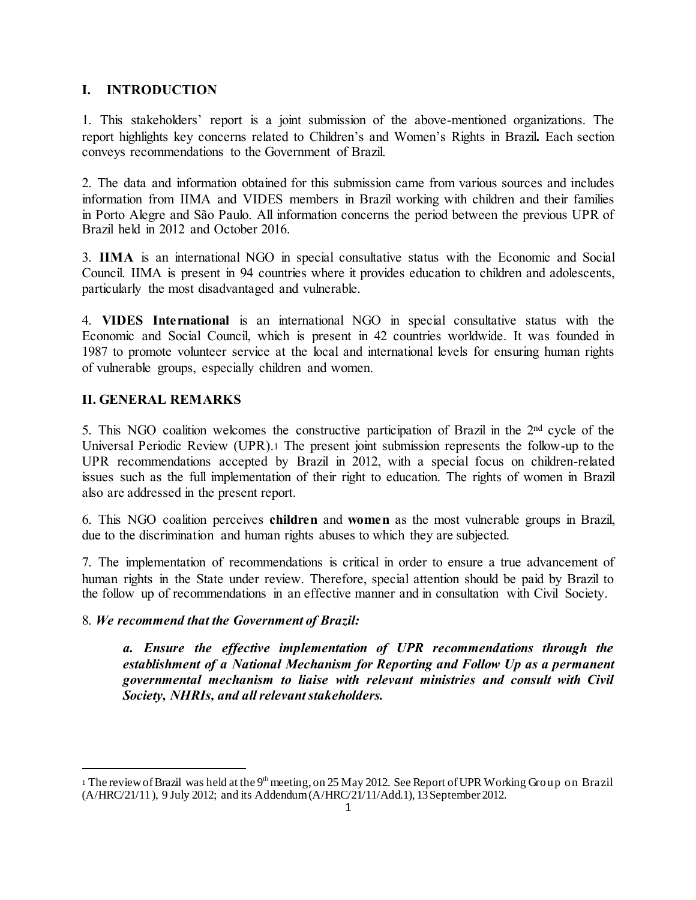## I. INTRODUCTION

1. This stakeholders' report is a joint submission of the above-mentioned organizations. The report highlights key concerns related to Children's and Women's Rights in Brazil**.** Each section conveys recommendations to the Government of Brazil.

2. The data and information obtained for this submission came from various sources and includes information from IIMA and VIDES members in Brazil working with children and their families in Porto Alegre and São Paulo. All information concerns the period between the previous UPR of Brazil held in 2012 and October 2016.

3. **IIMA** is an international NGO in special consultative status with the Economic and Social Council. IIMA is present in 94 countries where it provides education to children and adolescents, particularly the most disadvantaged and vulnerable.

4. **VIDES International** is an international NGO in special consultative status with the Economic and Social Council, which is present in 42 countries worldwide. It was founded in 1987 to promote volunteer service at the local and international levels for ensuring human rights of vulnerable groups, especially children and women.

## II. GENERAL REMARKS

5. This NGO coalition welcomes the constructive participation of Brazil in the 2nd cycle of the Universal Periodic Review (UPR).[1] The present joint submission represents the follow-up to the UPR recommendations accepted by Brazil in 2012, with a special focus on children-related issues such as the full implementation of their right to education. The rights of women in Brazil also are addressed in the present report.

6. This NGO coalition perceives **children** and **women** as the most vulnerable groups in Brazil, due to the discrimination and human rights abuses to which they are subjected.

7. The implementation of recommendations is critical in order to ensure a true advancement of human rights in the State under review. Therefore, special attention should be paid by Brazil to the follow up of recommendations in an effective manner and in consultation with Civil Society.

8. ***We recommend that the Government of Brazil:***

> ***a. Ensure the effective implementation of UPR recommendations through the establishment of a National Mechanism for Reporting and Follow Up as a permanent governmental mechanism to liaise with relevant ministries and consult with Civil Society, NHRIs, and all relevant stakeholders.***

---

[1] The review of Brazil was held at the 9th meeting, on 25 May 2012. See Report of UPR Working Group on Brazil (A/HRC/21/11), 9 July 2012; and its Addendum (A/HRC/21/11/Add.1), 13 September 2012.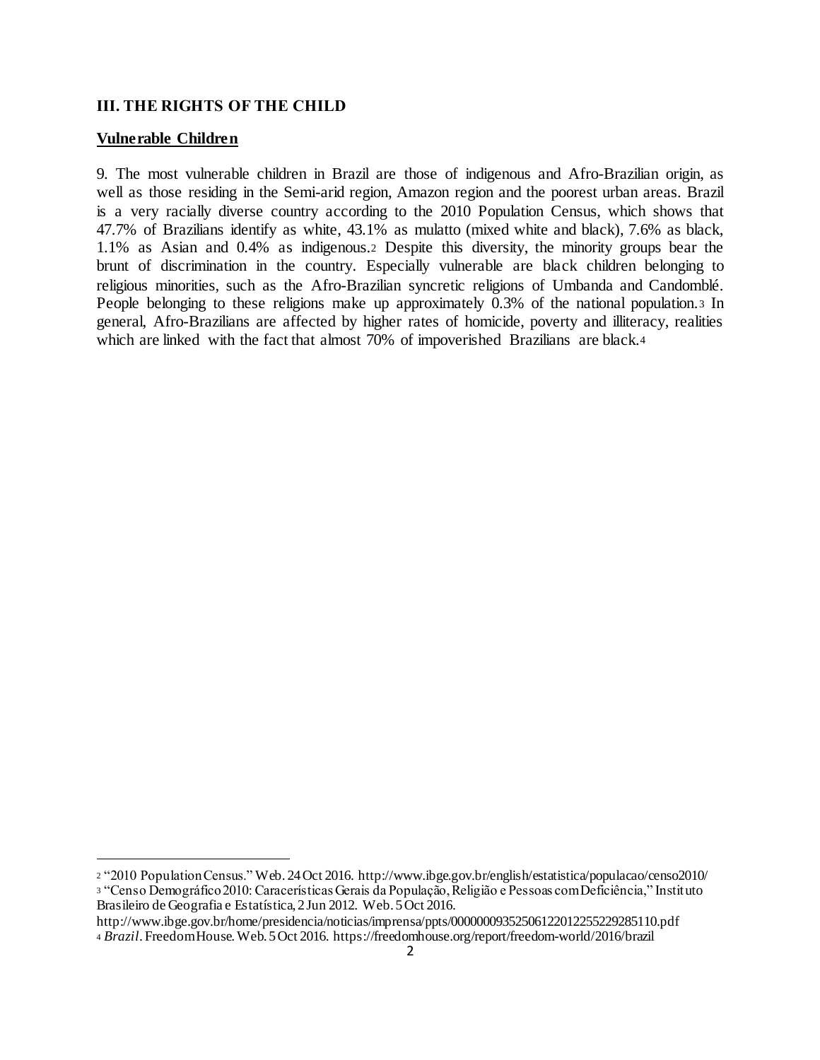## III. THE RIGHTS OF THE CHILD

### Vulnerable Children

9. The most vulnerable children in Brazil are those of indigenous and Afro-Brazilian origin, as well as those residing in the Semi-arid region, Amazon region and the poorest urban areas. Brazil is a very racially diverse country according to the 2010 Population Census, which shows that 47.7% of Brazilians identify as white, 43.1% as mulatto (mixed white and black), 7.6% as black, 1.1% as Asian and 0.4% as indigenous.[2] Despite this diversity, the minority groups bear the brunt of discrimination in the country. Especially vulnerable are black children belonging to religious minorities, such as the Afro-Brazilian syncretic religions of Umbanda and Candomblé. People belonging to these religions make up approximately 0.3% of the national population.[3] In general, Afro-Brazilians are affected by higher rates of homicide, poverty and illiteracy, realities which are linked with the fact that almost 70% of impoverished Brazilians are black.[4]

---

[2] "2010 Population Census." Web. 24 Oct 2016. http://www.ibge.gov.br/english/estatistica/populacao/censo2010/

[3] "Censo Demográfico 2010: Caracerísticas Gerais da População, Religião e Pessoas com Deficiência," Instituto Brasileiro de Geografia e Estatística, 2 Jun 2012. Web. 5 Oct 2016. http://www.ibge.gov.br/home/presidencia/noticias/imprensa/ppts/00000009352506122012255229285110.pdf

[4] *Brazil*. Freedom House. Web. 5 Oct 2016. https://freedomhouse.org/report/freedom-world/2016/brazil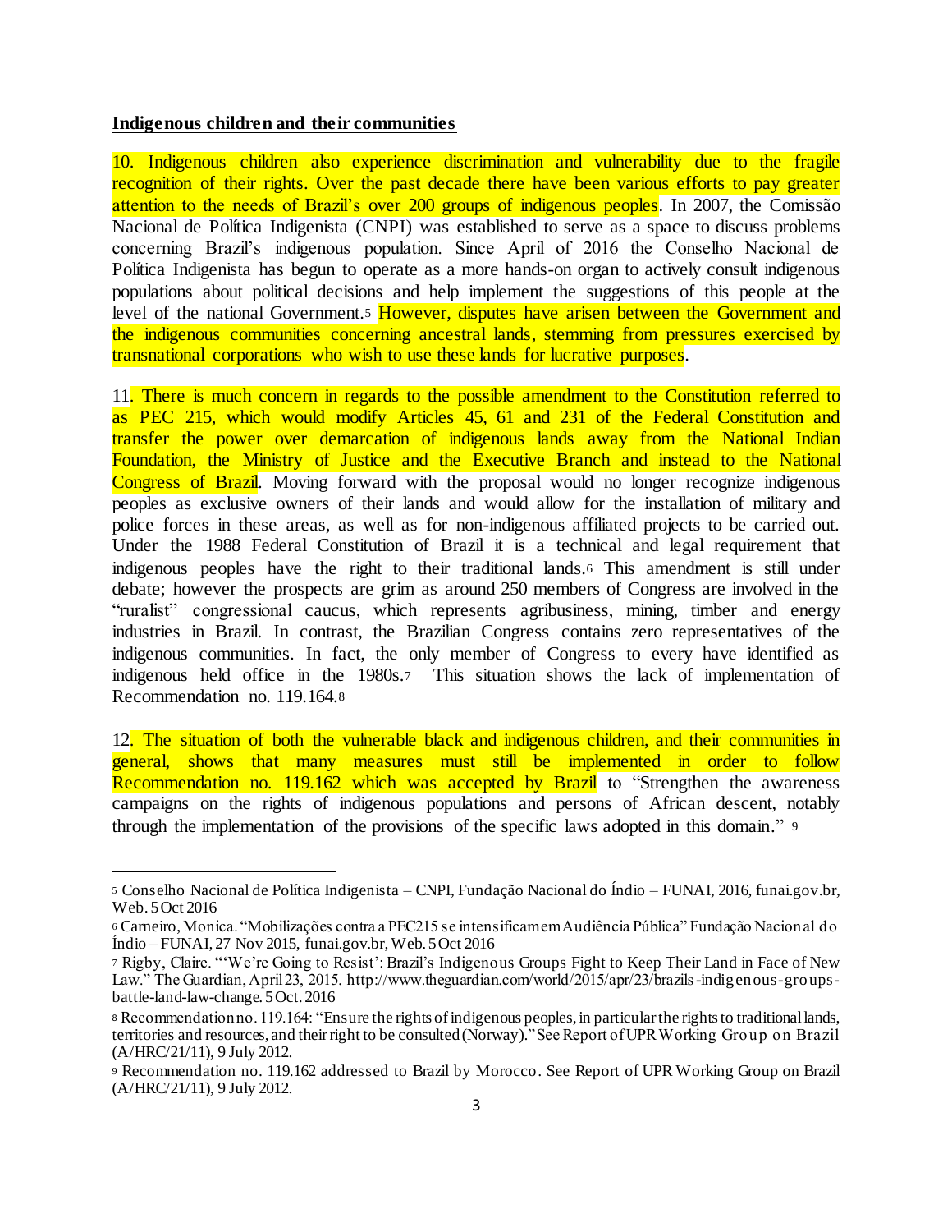**Indigenous children and their communities**

10. Indigenous children also experience discrimination and vulnerability due to the fragile recognition of their rights. Over the past decade there have been various efforts to pay greater attention to the needs of Brazil's over 200 groups of indigenous peoples. In 2007, the Comissão Nacional de Política Indigenista (CNPI) was established to serve as a space to discuss problems concerning Brazil's indigenous population. Since April of 2016 the Conselho Nacional de Política Indigenista has begun to operate as a more hands-on organ to actively consult indigenous populations about political decisions and help implement the suggestions of this people at the level of the national Government.[5] However, disputes have arisen between the Government and the indigenous communities concerning ancestral lands, stemming from pressures exercised by transnational corporations who wish to use these lands for lucrative purposes.

11. There is much concern in regards to the possible amendment to the Constitution referred to as PEC 215, which would modify Articles 45, 61 and 231 of the Federal Constitution and transfer the power over demarcation of indigenous lands away from the National Indian Foundation, the Ministry of Justice and the Executive Branch and instead to the National Congress of Brazil. Moving forward with the proposal would no longer recognize indigenous peoples as exclusive owners of their lands and would allow for the installation of military and police forces in these areas, as well as for non-indigenous affiliated projects to be carried out. Under the 1988 Federal Constitution of Brazil it is a technical and legal requirement that indigenous peoples have the right to their traditional lands.[6] This amendment is still under debate; however the prospects are grim as around 250 members of Congress are involved in the "ruralist" congressional caucus, which represents agribusiness, mining, timber and energy industries in Brazil. In contrast, the Brazilian Congress contains zero representatives of the indigenous communities. In fact, the only member of Congress to every have identified as indigenous held office in the 1980s.[7] This situation shows the lack of implementation of Recommendation no. 119.164.[8]

12. The situation of both the vulnerable black and indigenous children, and their communities in general, shows that many measures must still be implemented in order to follow Recommendation no. 119.162 which was accepted by Brazil to "Strengthen the awareness campaigns on the rights of indigenous populations and persons of African descent, notably through the implementation of the provisions of the specific laws adopted in this domain." [9]

---

[5] Conselho Nacional de Política Indigenista – CNPI, Fundação Nacional do Índio – FUNAI, 2016, funai.gov.br, Web. 5 Oct 2016

[6] Carneiro, Monica. "Mobilizações contra a PEC215 se intensificam em Audiência Pública" Fundação Nacional do Índio – FUNAI, 27 Nov 2015, funai.gov.br, Web. 5 Oct 2016

[7] Rigby, Claire. "'We're Going to Resist': Brazil's Indigenous Groups Fight to Keep Their Land in Face of New Law." The Guardian, April 23, 2015. http://www.theguardian.com/world/2015/apr/23/brazils-indigenous-groups-battle-land-law-change. 5 Oct. 2016

[8] Recommendation no. 119.164: "Ensure the rights of indigenous peoples, in particular the rights to traditional lands, territories and resources, and their right to be consulted (Norway)." See Report of UPR Working Group on Brazil (A/HRC/21/11), 9 July 2012.

[9] Recommendation no. 119.162 addressed to Brazil by Morocco. See Report of UPR Working Group on Brazil (A/HRC/21/11), 9 July 2012.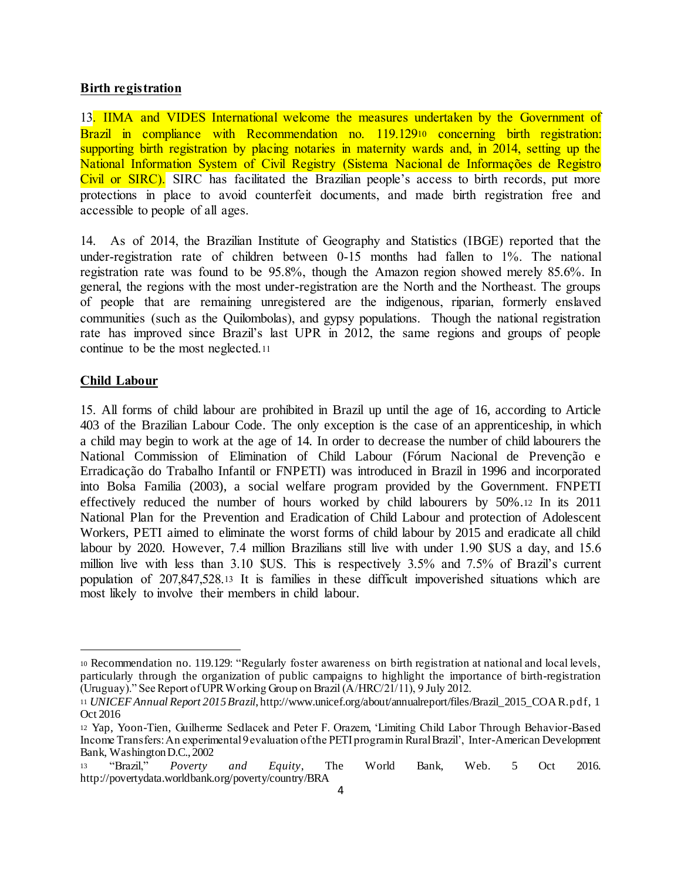**Birth registration**

13. IIMA and VIDES International welcome the measures undertaken by the Government of Brazil in compliance with Recommendation no. 119.129[10] concerning birth registration: supporting birth registration by placing notaries in maternity wards and, in 2014, setting up the National Information System of Civil Registry (Sistema Nacional de Informações de Registro Civil or SIRC). SIRC has facilitated the Brazilian people's access to birth records, put more protections in place to avoid counterfeit documents, and made birth registration free and accessible to people of all ages.

14. As of 2014, the Brazilian Institute of Geography and Statistics (IBGE) reported that the under-registration rate of children between 0-15 months had fallen to 1%. The national registration rate was found to be 95.8%, though the Amazon region showed merely 85.6%. In general, the regions with the most under-registration are the North and the Northeast. The groups of people that are remaining unregistered are the indigenous, riparian, formerly enslaved communities (such as the Quilombolas), and gypsy populations. Though the national registration rate has improved since Brazil's last UPR in 2012, the same regions and groups of people continue to be the most neglected.[11]

**Child Labour**

15. All forms of child labour are prohibited in Brazil up until the age of 16, according to Article 403 of the Brazilian Labour Code. The only exception is the case of an apprenticeship, in which a child may begin to work at the age of 14. In order to decrease the number of child labourers the National Commission of Elimination of Child Labour (Fórum Nacional de Prevenção e Erradicação do Trabalho Infantil or FNPETI) was introduced in Brazil in 1996 and incorporated into Bolsa Familia (2003), a social welfare program provided by the Government. FNPETI effectively reduced the number of hours worked by child labourers by 50%.[12] In its 2011 National Plan for the Prevention and Eradication of Child Labour and protection of Adolescent Workers, PETI aimed to eliminate the worst forms of child labour by 2015 and eradicate all child labour by 2020. However, 7.4 million Brazilians still live with under 1.90 $US a day, and 15.6 million live with less than 3.10 $US. This is respectively 3.5% and 7.5% of Brazil's current population of 207,847,528.[13] It is families in these difficult impoverished situations which are most likely to involve their members in child labour.

---

[10] Recommendation no. 119.129: "Regularly foster awareness on birth registration at national and local levels, particularly through the organization of public campaigns to highlight the importance of birth-registration (Uruguay)." See Report of UPR Working Group on Brazil (A/HRC/21/11), 9 July 2012.

[11] *UNICEF Annual Report 2015 Brazil*, http://www.unicef.org/about/annualreport/files/Brazil_2015_COAR.pdf, 1 Oct 2016

[12] Yap, Yoon-Tien, Guilherme Sedlacek and Peter F. Orazem, 'Limiting Child Labor Through Behavior-Based Income Transfers: An experimental 9 evaluation of the PETI program in Rural Brazil', Inter-American Development Bank, Washington D.C., 2002

[13] "Brazil," *Poverty and Equity*, The World Bank, Web. 5 Oct 2016. http://povertydata.worldbank.org/poverty/country/BRA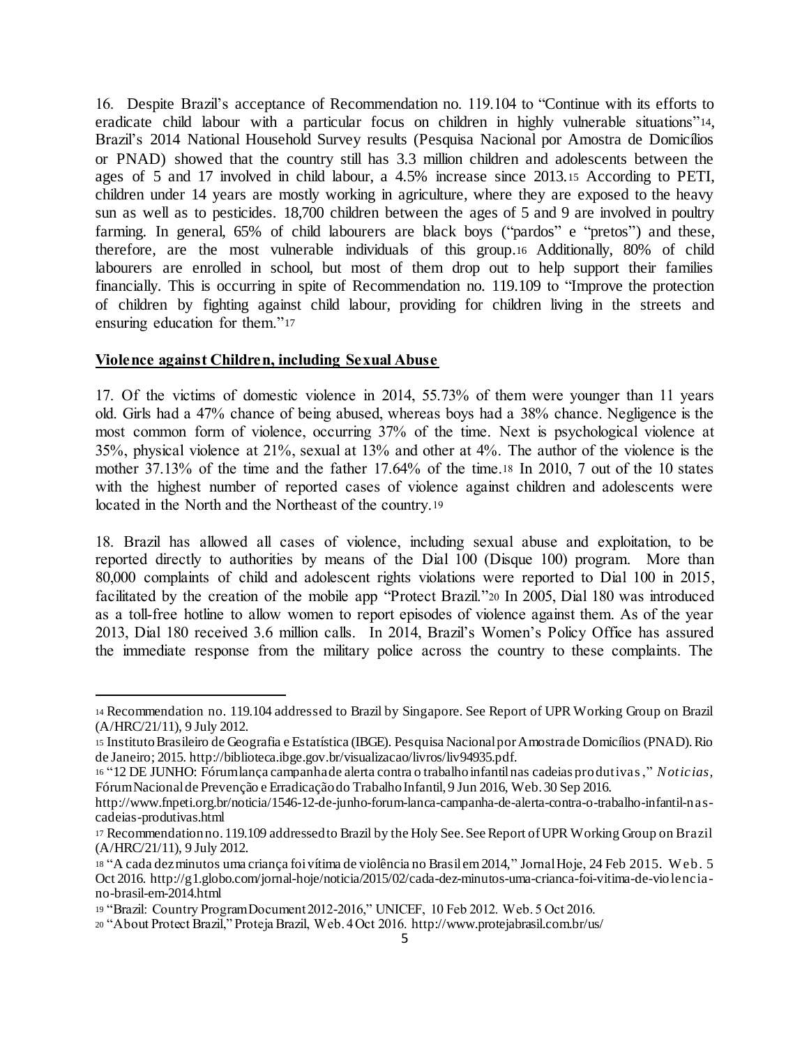16. Despite Brazil's acceptance of Recommendation no. 119.104 to "Continue with its efforts to eradicate child labour with a particular focus on children in highly vulnerable situations"[14], Brazil's 2014 National Household Survey results (Pesquisa Nacional por Amostra de Domicílios or PNAD) showed that the country still has 3.3 million children and adolescents between the ages of 5 and 17 involved in child labour, a 4.5% increase since 2013.[15] According to PETI, children under 14 years are mostly working in agriculture, where they are exposed to the heavy sun as well as to pesticides. 18,700 children between the ages of 5 and 9 are involved in poultry farming. In general, 65% of child labourers are black boys ("pardos" e "pretos") and these, therefore, are the most vulnerable individuals of this group.[16] Additionally, 80% of child labourers are enrolled in school, but most of them drop out to help support their families financially. This is occurring in spite of Recommendation no. 119.109 to "Improve the protection of children by fighting against child labour, providing for children living in the streets and ensuring education for them."[17]

## Violence against Children, including Sexual Abuse

17. Of the victims of domestic violence in 2014, 55.73% of them were younger than 11 years old. Girls had a 47% chance of being abused, whereas boys had a 38% chance. Negligence is the most common form of violence, occurring 37% of the time. Next is psychological violence at 35%, physical violence at 21%, sexual at 13% and other at 4%. The author of the violence is the mother 37.13% of the time and the father 17.64% of the time.[18] In 2010, 7 out of the 10 states with the highest number of reported cases of violence against children and adolescents were located in the North and the Northeast of the country.[19]

18. Brazil has allowed all cases of violence, including sexual abuse and exploitation, to be reported directly to authorities by means of the Dial 100 (Disque 100) program. More than 80,000 complaints of child and adolescent rights violations were reported to Dial 100 in 2015, facilitated by the creation of the mobile app "Protect Brazil."[20] In 2005, Dial 180 was introduced as a toll-free hotline to allow women to report episodes of violence against them. As of the year 2013, Dial 180 received 3.6 million calls. In 2014, Brazil's Women's Policy Office has assured the immediate response from the military police across the country to these complaints. The

---

[14] Recommendation no. 119.104 addressed to Brazil by Singapore. See Report of UPR Working Group on Brazil (A/HRC/21/11), 9 July 2012.

[15] Instituto Brasileiro de Geografia e Estatística (IBGE). Pesquisa Nacional por Amostra de Domicílios (PNAD). Rio de Janeiro; 2015. http://biblioteca.ibge.gov.br/visualizacao/livros/liv94935.pdf.

[16] "12 DE JUNHO: Fórum lança campanha de alerta contra o trabalho infantil nas cadeias produtivas," *Noticias,* Fórum Nacional de Prevenção e Erradicação do Trabalho Infantil, 9 Jun 2016, Web. 30 Sep 2016. http://www.fnpeti.org.br/noticia/1546-12-de-junho-forum-lanca-campanha-de-alerta-contra-o-trabalho-infantil-nas-cadeias-produtivas.html

[17] Recommendation no. 119.109 addressed to Brazil by the Holy See. See Report of UPR Working Group on Brazil (A/HRC/21/11), 9 July 2012.

[18] "A cada dez minutos uma criança foi vítima de violência no Brasil em 2014," Jornal Hoje, 24 Feb 2015. Web. 5 Oct 2016. http://g1.globo.com/jornal-hoje/noticia/2015/02/cada-dez-minutos-uma-crianca-foi-vitima-de-violencia-no-brasil-em-2014.html

[19] "Brazil: Country Program Document 2012-2016," UNICEF, 10 Feb 2012. Web. 5 Oct 2016.

[20] "About Protect Brazil," Proteja Brazil, Web. 4 Oct 2016. http://www.protejabrasil.com.br/us/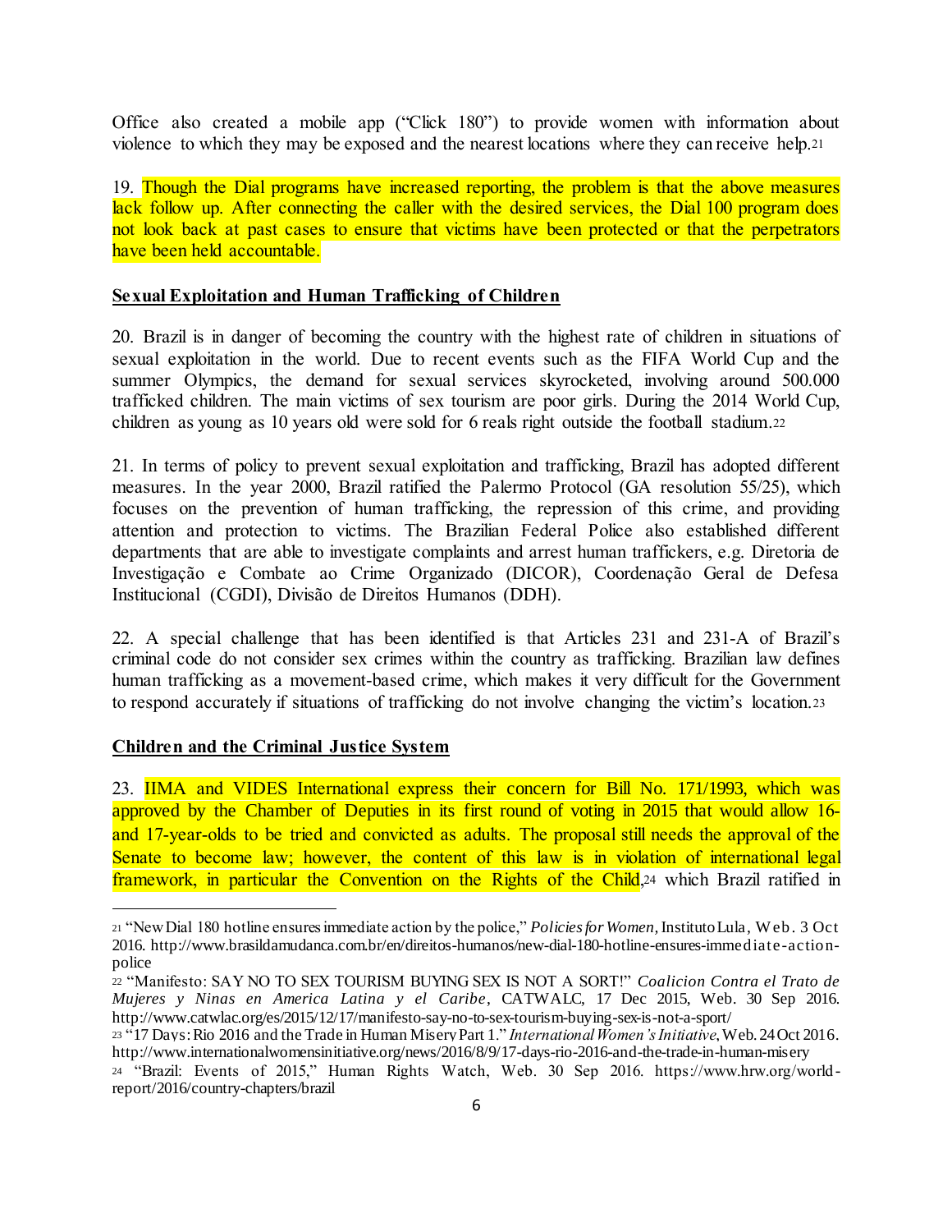Office also created a mobile app ("Click 180") to provide women with information about violence to which they may be exposed and the nearest locations where they can receive help.[21]

19. Though the Dial programs have increased reporting, the problem is that the above measures lack follow up. After connecting the caller with the desired services, the Dial 100 program does not look back at past cases to ensure that victims have been protected or that the perpetrators have been held accountable.

**Sexual Exploitation and Human Trafficking of Children**

20. Brazil is in danger of becoming the country with the highest rate of children in situations of sexual exploitation in the world. Due to recent events such as the FIFA World Cup and the summer Olympics, the demand for sexual services skyrocketed, involving around 500.000 trafficked children. The main victims of sex tourism are poor girls. During the 2014 World Cup, children as young as 10 years old were sold for 6 reals right outside the football stadium.[22]

21. In terms of policy to prevent sexual exploitation and trafficking, Brazil has adopted different measures. In the year 2000, Brazil ratified the Palermo Protocol (GA resolution 55/25), which focuses on the prevention of human trafficking, the repression of this crime, and providing attention and protection to victims. The Brazilian Federal Police also established different departments that are able to investigate complaints and arrest human traffickers, e.g. Diretoria de Investigação e Combate ao Crime Organizado (DICOR), Coordenação Geral de Defesa Institucional (CGDI), Divisão de Direitos Humanos (DDH).

22. A special challenge that has been identified is that Articles 231 and 231-A of Brazil's criminal code do not consider sex crimes within the country as trafficking. Brazilian law defines human trafficking as a movement-based crime, which makes it very difficult for the Government to respond accurately if situations of trafficking do not involve changing the victim's location.[23]

**Children and the Criminal Justice System**

23. IIMA and VIDES International express their concern for Bill No. 171/1993, which was approved by the Chamber of Deputies in its first round of voting in 2015 that would allow 16- and 17-year-olds to be tried and convicted as adults. The proposal still needs the approval of the Senate to become law; however, the content of this law is in violation of international legal framework, in particular the Convention on the Rights of the Child,[24] which Brazil ratified in

---

[21] "New Dial 180 hotline ensures immediate action by the police," *Policies for Women*, Instituto Lula, Web. 3 Oct 2016. http://www.brasildamudanca.com.br/en/direitos-humanos/new-dial-180-hotline-ensures-immediate-action-police

[22] "Manifesto: SAY NO TO SEX TOURISM BUYING SEX IS NOT A SORT!" *Coalicion Contra el Trato de Mujeres y Ninas en America Latina y el Caribe*, CATWALC, 17 Dec 2015, Web. 30 Sep 2016. http://www.catwlac.org/es/2015/12/17/manifesto-say-no-to-sex-tourism-buying-sex-is-not-a-sport/

[23] "17 Days: Rio 2016 and the Trade in Human Misery Part 1." *International Women's Initiative*, Web. 24 Oct 2016. http://www.internationalwomensinitiative.org/news/2016/8/9/17-days-rio-2016-and-the-trade-in-human-misery

[24] "Brazil: Events of 2015," Human Rights Watch, Web. 30 Sep 2016. https://www.hrw.org/world-report/2016/country-chapters/brazil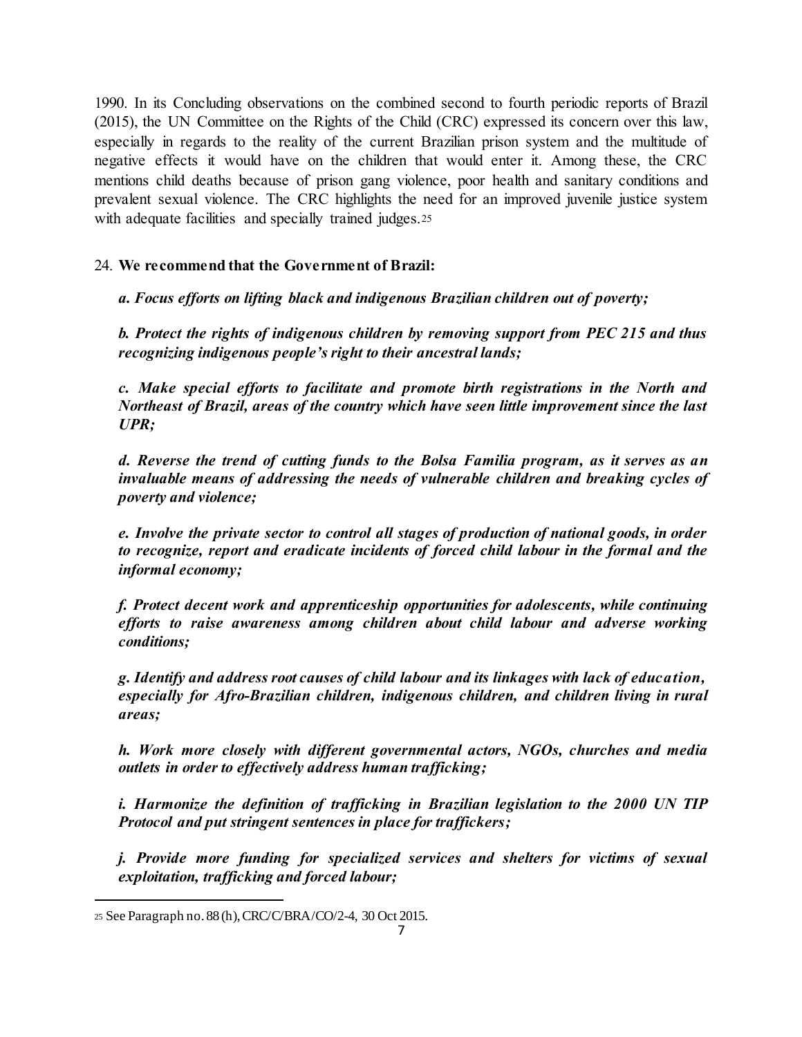1990. In its Concluding observations on the combined second to fourth periodic reports of Brazil (2015), the UN Committee on the Rights of the Child (CRC) expressed its concern over this law, especially in regards to the reality of the current Brazilian prison system and the multitude of negative effects it would have on the children that would enter it. Among these, the CRC mentions child deaths because of prison gang violence, poor health and sanitary conditions and prevalent sexual violence. The CRC highlights the need for an improved juvenile justice system with adequate facilities and specially trained judges.[25]

24. **We recommend that the Government of Brazil:**

***a. Focus efforts on lifting black and indigenous Brazilian children out of poverty;***

***b. Protect the rights of indigenous children by removing support from PEC 215 and thus recognizing indigenous people's right to their ancestral lands;***

***c. Make special efforts to facilitate and promote birth registrations in the North and Northeast of Brazil, areas of the country which have seen little improvement since the last UPR;***

***d. Reverse the trend of cutting funds to the Bolsa Familia program, as it serves as an invaluable means of addressing the needs of vulnerable children and breaking cycles of poverty and violence;***

***e. Involve the private sector to control all stages of production of national goods, in order to recognize, report and eradicate incidents of forced child labour in the formal and the informal economy;***

***f. Protect decent work and apprenticeship opportunities for adolescents, while continuing efforts to raise awareness among children about child labour and adverse working conditions;***

***g. Identify and address root causes of child labour and its linkages with lack of education, especially for Afro-Brazilian children, indigenous children, and children living in rural areas;***

***h. Work more closely with different governmental actors, NGOs, churches and media outlets in order to effectively address human trafficking;***

***i. Harmonize the definition of trafficking in Brazilian legislation to the 2000 UN TIP Protocol and put stringent sentences in place for traffickers;***

***j. Provide more funding for specialized services and shelters for victims of sexual exploitation, trafficking and forced labour;***

---

[25] See Paragraph no. 88 (h), CRC/C/BRA/CO/2-4, 30 Oct 2015.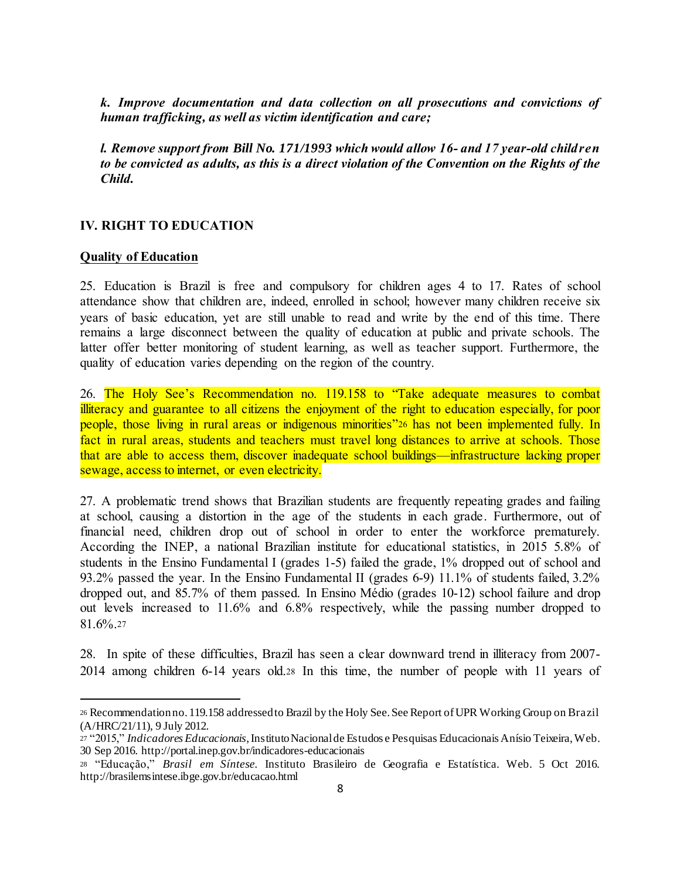***k. Improve documentation and data collection on all prosecutions and convictions of human trafficking, as well as victim identification and care;***

***l. Remove support from Bill No. 171/1993 which would allow 16- and 17 year-old children to be convicted as adults, as this is a direct violation of the Convention on the Rights of the Child.***

## IV. RIGHT TO EDUCATION

### Quality of Education

25. Education is Brazil is free and compulsory for children ages 4 to 17. Rates of school attendance show that children are, indeed, enrolled in school; however many children receive six years of basic education, yet are still unable to read and write by the end of this time. There remains a large disconnect between the quality of education at public and private schools. The latter offer better monitoring of student learning, as well as teacher support. Furthermore, the quality of education varies depending on the region of the country.

26. The Holy See's Recommendation no. 119.158 to "Take adequate measures to combat illiteracy and guarantee to all citizens the enjoyment of the right to education especially, for poor people, those living in rural areas or indigenous minorities"[26] has not been implemented fully. In fact in rural areas, students and teachers must travel long distances to arrive at schools. Those that are able to access them, discover inadequate school buildings—infrastructure lacking proper sewage, access to internet, or even electricity.

27. A problematic trend shows that Brazilian students are frequently repeating grades and failing at school, causing a distortion in the age of the students in each grade. Furthermore, out of financial need, children drop out of school in order to enter the workforce prematurely. According the INEP, a national Brazilian institute for educational statistics, in 2015 5.8% of students in the Ensino Fundamental I (grades 1-5) failed the grade, 1% dropped out of school and 93.2% passed the year. In the Ensino Fundamental II (grades 6-9) 11.1% of students failed, 3.2% dropped out, and 85.7% of them passed. In Ensino Médio (grades 10-12) school failure and drop out levels increased to 11.6% and 6.8% respectively, while the passing number dropped to 81.6%.[27]

28. In spite of these difficulties, Brazil has seen a clear downward trend in illiteracy from 2007-2014 among children 6-14 years old.[28] In this time, the number of people with 11 years of

---

[26] Recommendation no. 119.158 addressed to Brazil by the Holy See. See Report of UPR Working Group on Brazil (A/HRC/21/11), 9 July 2012.

[27] "2015," *Indicadores Educacionais*, Instituto Nacional de Estudos e Pesquisas Educacionais Anísio Teixeira, Web. 30 Sep 2016. http://portal.inep.gov.br/indicadores-educacionais

[28] "Educação," *Brasil em Síntese*. Instituto Brasileiro de Geografia e Estatística. Web. 5 Oct 2016. http://brasilemsintese.ibge.gov.br/educacao.html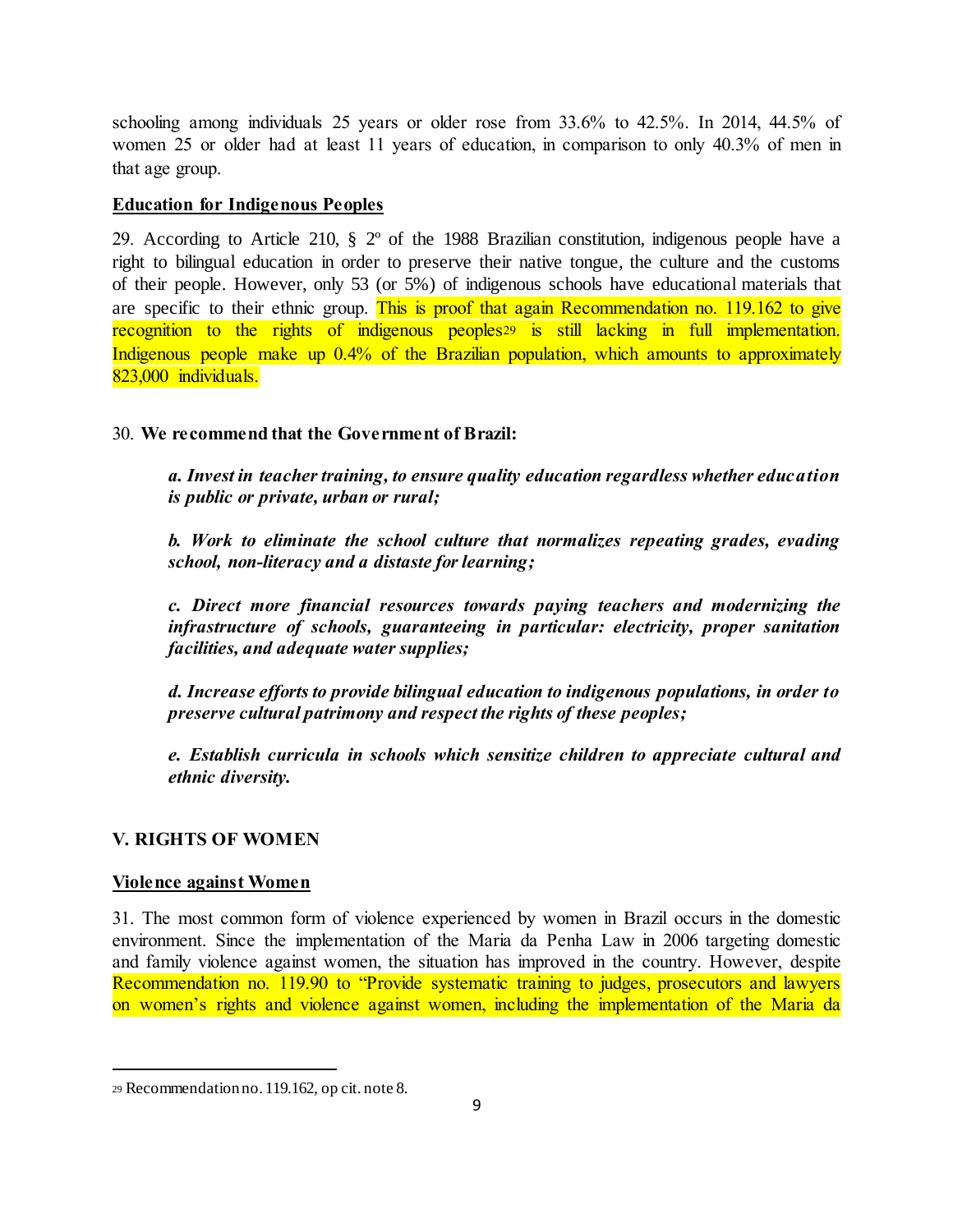schooling among individuals 25 years or older rose from 33.6% to 42.5%. In 2014, 44.5% of women 25 or older had at least 11 years of education, in comparison to only 40.3% of men in that age group.

**Education for Indigenous Peoples**

29. According to Article 210, § 2º of the 1988 Brazilian constitution, indigenous people have a right to bilingual education in order to preserve their native tongue, the culture and the customs of their people. However, only 53 (or 5%) of indigenous schools have educational materials that are specific to their ethnic group. This is proof that again Recommendation no. 119.162 to give recognition to the rights of indigenous peoples[29] is still lacking in full implementation. Indigenous people make up 0.4% of the Brazilian population, which amounts to approximately 823,000 individuals.

30. **We recommend that the Government of Brazil:**

> ***a. Invest in teacher training, to ensure quality education regardless whether education is public or private, urban or rural;***
>
> ***b. Work to eliminate the school culture that normalizes repeating grades, evading school, non-literacy and a distaste for learning;***
>
> ***c. Direct more financial resources towards paying teachers and modernizing the infrastructure of schools, guaranteeing in particular: electricity, proper sanitation facilities, and adequate water supplies;***
>
> ***d. Increase efforts to provide bilingual education to indigenous populations, in order to preserve cultural patrimony and respect the rights of these peoples;***
>
> ***e. Establish curricula in schools which sensitize children to appreciate cultural and ethnic diversity.***

## V. RIGHTS OF WOMEN

**Violence against Women**

31. The most common form of violence experienced by women in Brazil occurs in the domestic environment. Since the implementation of the Maria da Penha Law in 2006 targeting domestic and family violence against women, the situation has improved in the country. However, despite Recommendation no. 119.90 to "Provide systematic training to judges, prosecutors and lawyers on women's rights and violence against women, including the implementation of the Maria da

[29] Recommendation no. 119.162, op cit. note 8.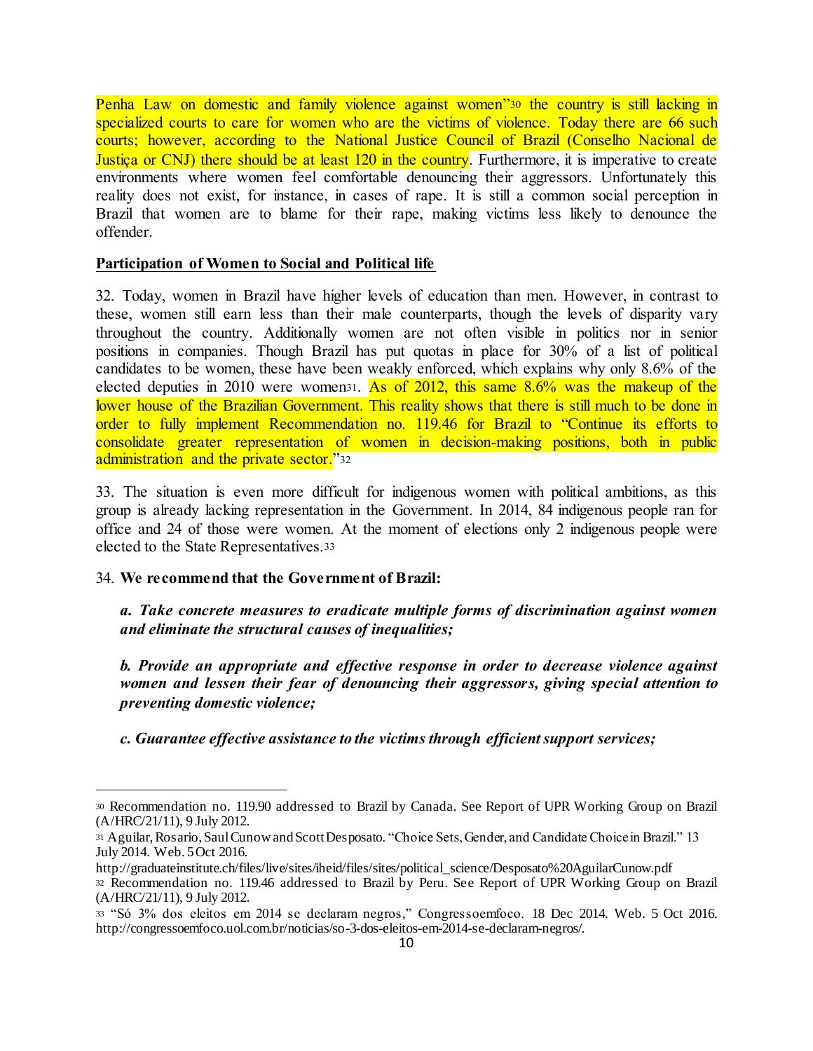Penha Law on domestic and family violence against women"[30] the country is still lacking in specialized courts to care for women who are the victims of violence. Today there are 66 such courts; however, according to the National Justice Council of Brazil (Conselho Nacional de Justiça or CNJ) there should be at least 120 in the country. Furthermore, it is imperative to create environments where women feel comfortable denouncing their aggressors. Unfortunately this reality does not exist, for instance, in cases of rape. It is still a common social perception in Brazil that women are to blame for their rape, making victims less likely to denounce the offender.

**Participation of Women to Social and Political life**

32. Today, women in Brazil have higher levels of education than men. However, in contrast to these, women still earn less than their male counterparts, though the levels of disparity vary throughout the country. Additionally women are not often visible in politics nor in senior positions in companies. Though Brazil has put quotas in place for 30% of a list of political candidates to be women, these have been weakly enforced, which explains why only 8.6% of the elected deputies in 2010 were women[31]. As of 2012, this same 8.6% was the makeup of the lower house of the Brazilian Government. This reality shows that there is still much to be done in order to fully implement Recommendation no. 119.46 for Brazil to "Continue its efforts to consolidate greater representation of women in decision-making positions, both in public administration and the private sector."[32]

33. The situation is even more difficult for indigenous women with political ambitions, as this group is already lacking representation in the Government. In 2014, 84 indigenous people ran for office and 24 of those were women. At the moment of elections only 2 indigenous people were elected to the State Representatives.[33]

34. **We recommend that the Government of Brazil:**

> ***a. Take concrete measures to eradicate multiple forms of discrimination against women and eliminate the structural causes of inequalities;***
>
> ***b. Provide an appropriate and effective response in order to decrease violence against women and lessen their fear of denouncing their aggressors, giving special attention to preventing domestic violence;***
>
> ***c. Guarantee effective assistance to the victims through efficient support services;***

---

[30] Recommendation no. 119.90 addressed to Brazil by Canada. See Report of UPR Working Group on Brazil (A/HRC/21/11), 9 July 2012.

[31] Aguilar, Rosario, Saul Cunow and Scott Desposato. "Choice Sets, Gender, and Candidate Choice in Brazil." 13 July 2014. Web. 5 Oct 2016.
http://graduateinstitute.ch/files/live/sites/iheid/files/sites/political_science/Desposato%20AguilarCunow.pdf

[32] Recommendation no. 119.46 addressed to Brazil by Peru. See Report of UPR Working Group on Brazil (A/HRC/21/11), 9 July 2012.

[33] "Só 3% dos eleitos em 2014 se declaram negros," Congressoemfoco. 18 Dec 2014. Web. 5 Oct 2016. http://congressoemfoco.uol.com.br/noticias/so-3-dos-eleitos-em-2014-se-declaram-negros/.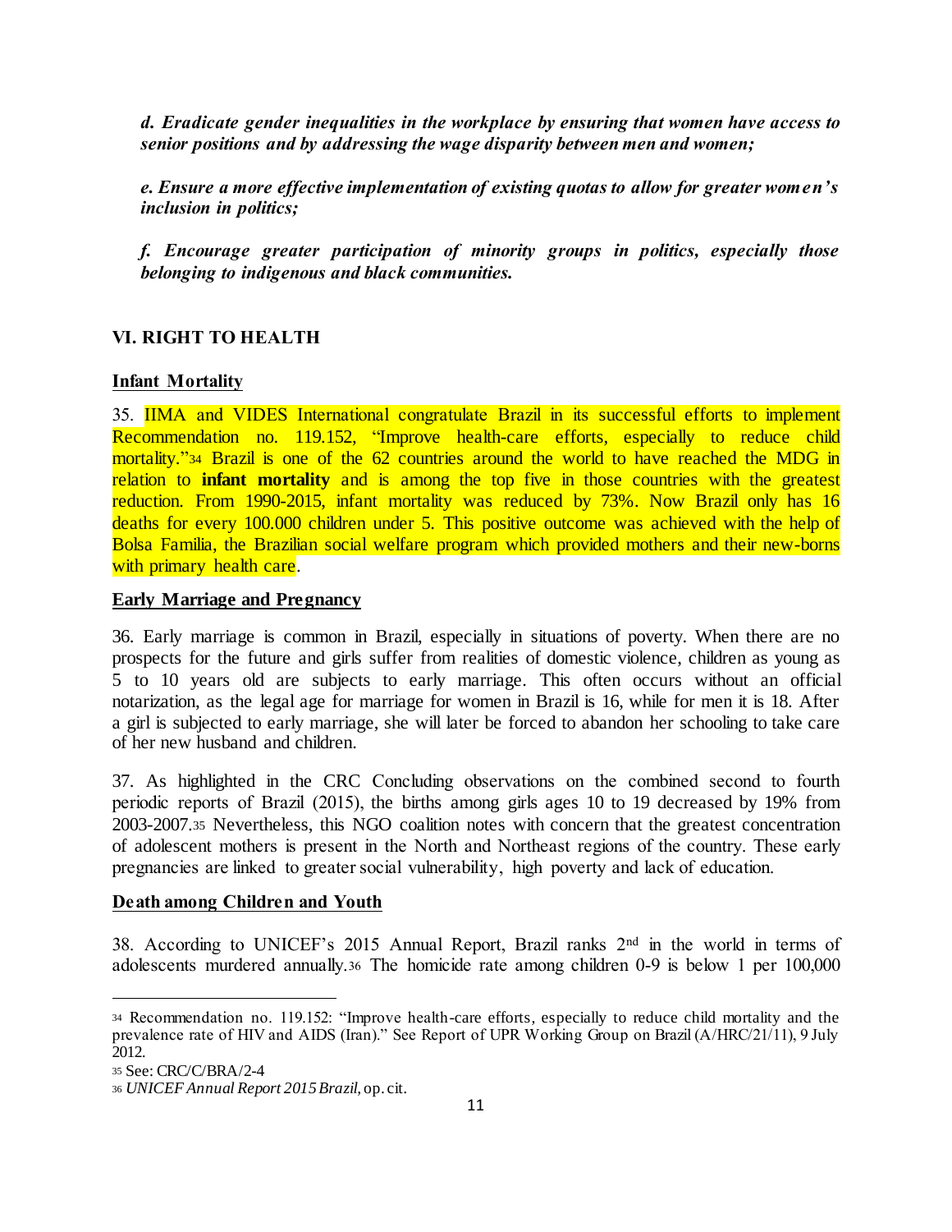*d. Eradicate gender inequalities in the workplace by ensuring that women have access to senior positions and by addressing the wage disparity between men and women;*

*e. Ensure a more effective implementation of existing quotas to allow for greater women's inclusion in politics;*

*f. Encourage greater participation of minority groups in politics, especially those belonging to indigenous and black communities.*

## VI. RIGHT TO HEALTH

### Infant Mortality

35. IIMA and VIDES International congratulate Brazil in its successful efforts to implement Recommendation no. 119.152, "Improve health-care efforts, especially to reduce child mortality."[34] Brazil is one of the 62 countries around the world to have reached the MDG in relation to **infant mortality** and is among the top five in those countries with the greatest reduction. From 1990-2015, infant mortality was reduced by 73%. Now Brazil only has 16 deaths for every 100.000 children under 5. This positive outcome was achieved with the help of Bolsa Familia, the Brazilian social welfare program which provided mothers and their new-borns with primary health care.

### Early Marriage and Pregnancy

36. Early marriage is common in Brazil, especially in situations of poverty. When there are no prospects for the future and girls suffer from realities of domestic violence, children as young as 5 to 10 years old are subjects to early marriage. This often occurs without an official notarization, as the legal age for marriage for women in Brazil is 16, while for men it is 18. After a girl is subjected to early marriage, she will later be forced to abandon her schooling to take care of her new husband and children.

37. As highlighted in the CRC Concluding observations on the combined second to fourth periodic reports of Brazil (2015), the births among girls ages 10 to 19 decreased by 19% from 2003-2007.[35] Nevertheless, this NGO coalition notes with concern that the greatest concentration of adolescent mothers is present in the North and Northeast regions of the country. These early pregnancies are linked to greater social vulnerability, high poverty and lack of education.

### Death among Children and Youth

38. According to UNICEF's 2015 Annual Report, Brazil ranks 2nd in the world in terms of adolescents murdered annually.[36] The homicide rate among children 0-9 is below 1 per 100,000

---

[34] Recommendation no. 119.152: "Improve health-care efforts, especially to reduce child mortality and the prevalence rate of HIV and AIDS (Iran)." See Report of UPR Working Group on Brazil (A/HRC/21/11), 9 July 2012.

[35] See: CRC/C/BRA/2-4

[36] *UNICEF Annual Report 2015 Brazil*, op. cit.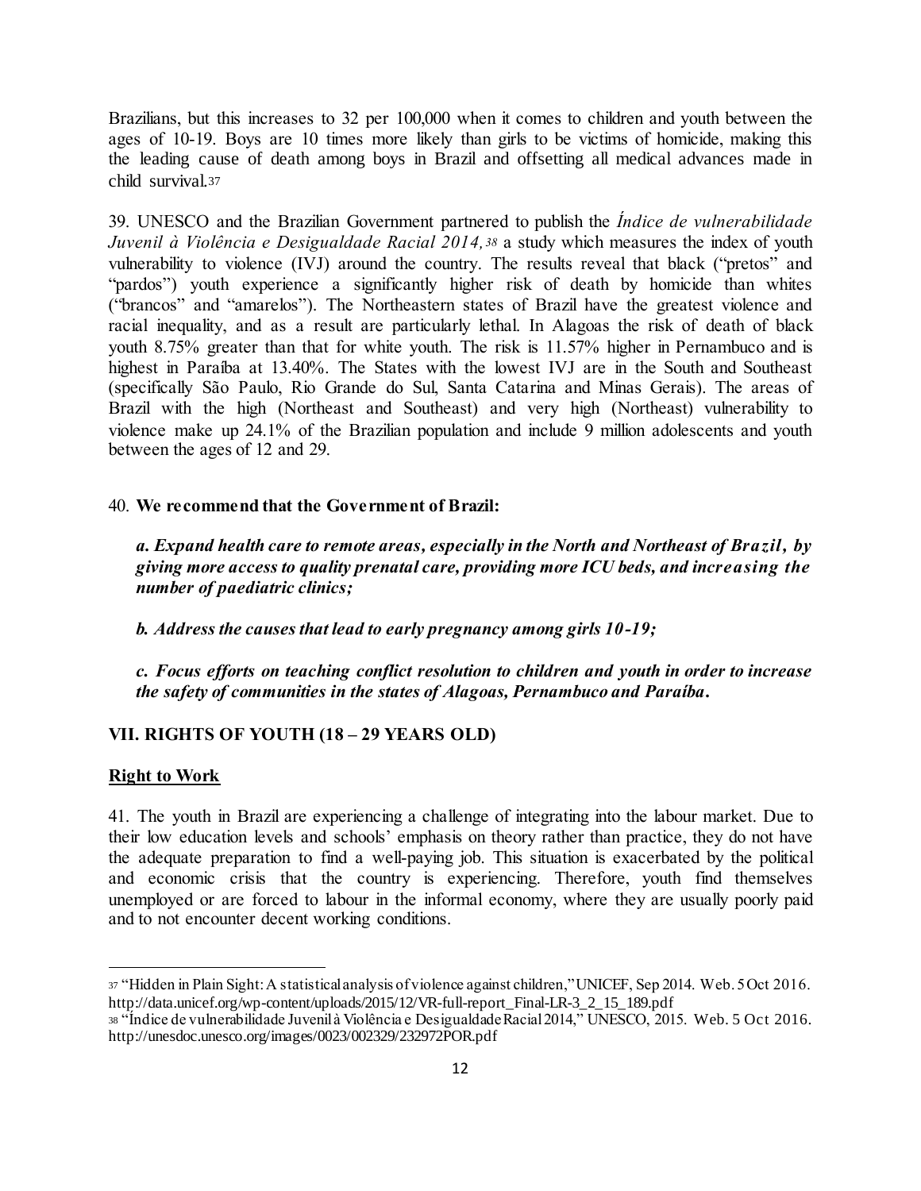Brazilians, but this increases to 32 per 100,000 when it comes to children and youth between the ages of 10-19. Boys are 10 times more likely than girls to be victims of homicide, making this the leading cause of death among boys in Brazil and offsetting all medical advances made in child survival.[37]

39. UNESCO and the Brazilian Government partnered to publish the *Índice de vulnerabilidade Juvenil à Violência e Desigualdade Racial 2014,*[38] a study which measures the index of youth vulnerability to violence (IVJ) around the country. The results reveal that black ("pretos" and "pardos") youth experience a significantly higher risk of death by homicide than whites ("brancos" and "amarelos"). The Northeastern states of Brazil have the greatest violence and racial inequality, and as a result are particularly lethal. In Alagoas the risk of death of black youth 8.75% greater than that for white youth. The risk is 11.57% higher in Pernambuco and is highest in Paraíba at 13.40%. The States with the lowest IVJ are in the South and Southeast (specifically São Paulo, Rio Grande do Sul, Santa Catarina and Minas Gerais). The areas of Brazil with the high (Northeast and Southeast) and very high (Northeast) vulnerability to violence make up 24.1% of the Brazilian population and include 9 million adolescents and youth between the ages of 12 and 29.

40. **We recommend that the Government of Brazil:**

> ***a. Expand health care to remote areas, especially in the North and Northeast of Brazil, by giving more access to quality prenatal care, providing more ICU beds, and increasing the number of paediatric clinics;***
>
> ***b. Address the causes that lead to early pregnancy among girls 10-19;***
>
> ***c. Focus efforts on teaching conflict resolution to children and youth in order to increase the safety of communities in the states of Alagoas, Pernambuco and Paraíba.***

## VII. RIGHTS OF YOUTH (18 – 29 YEARS OLD)

### Right to Work

41. The youth in Brazil are experiencing a challenge of integrating into the labour market. Due to their low education levels and schools' emphasis on theory rather than practice, they do not have the adequate preparation to find a well-paying job. This situation is exacerbated by the political and economic crisis that the country is experiencing. Therefore, youth find themselves unemployed or are forced to labour in the informal economy, where they are usually poorly paid and to not encounter decent working conditions.

---

[37] "Hidden in Plain Sight: A statistical analysis of violence against children," UNICEF, Sep 2014. Web. 5 Oct 2016. http://data.unicef.org/wp-content/uploads/2015/12/VR-full-report_Final-LR-3_2_15_189.pdf

[38] "Índice de vulnerabilidade Juvenil à Violência e Desigualdade Racial 2014," UNESCO, 2015. Web. 5 Oct 2016. http://unesdoc.unesco.org/images/0023/002329/232972POR.pdf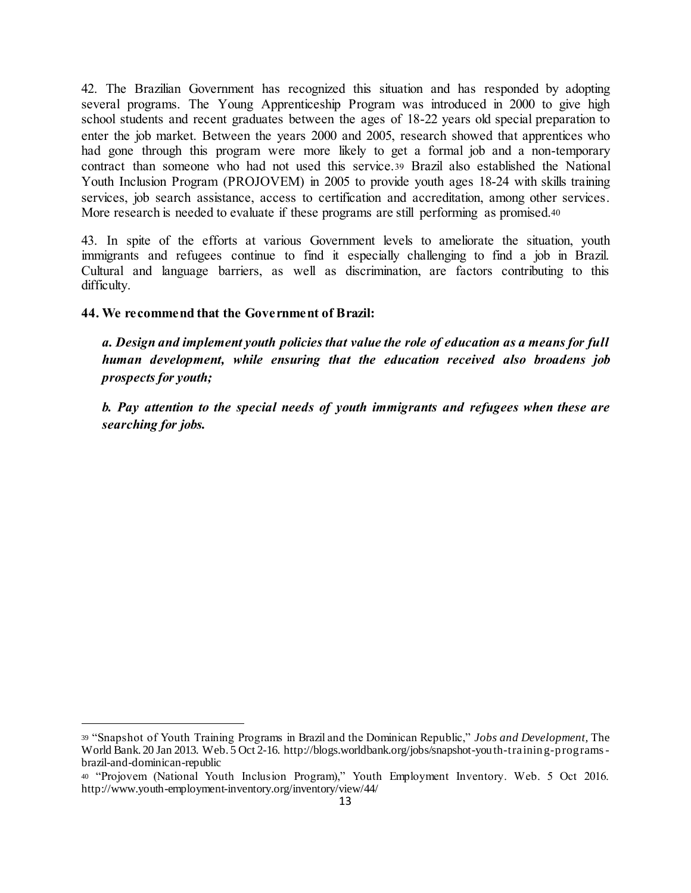42. The Brazilian Government has recognized this situation and has responded by adopting several programs. The Young Apprenticeship Program was introduced in 2000 to give high school students and recent graduates between the ages of 18-22 years old special preparation to enter the job market. Between the years 2000 and 2005, research showed that apprentices who had gone through this program were more likely to get a formal job and a non-temporary contract than someone who had not used this service.[39] Brazil also established the National Youth Inclusion Program (PROJOVEM) in 2005 to provide youth ages 18-24 with skills training services, job search assistance, access to certification and accreditation, among other services. More research is needed to evaluate if these programs are still performing as promised.[40]

43. In spite of the efforts at various Government levels to ameliorate the situation, youth immigrants and refugees continue to find it especially challenging to find a job in Brazil. Cultural and language barriers, as well as discrimination, are factors contributing to this difficulty.

**44. We recommend that the Government of Brazil:**

***a. Design and implement youth policies that value the role of education as a means for full human development, while ensuring that the education received also broadens job prospects for youth;***

***b. Pay attention to the special needs of youth immigrants and refugees when these are searching for jobs.***

---

[39] "Snapshot of Youth Training Programs in Brazil and the Dominican Republic," *Jobs and Development,* The World Bank. 20 Jan 2013. Web. 5 Oct 2-16. http://blogs.worldbank.org/jobs/snapshot-youth-training-programs-brazil-and-dominican-republic

[40] "Projovem (National Youth Inclusion Program)," Youth Employment Inventory. Web. 5 Oct 2016. http://www.youth-employment-inventory.org/inventory/view/44/